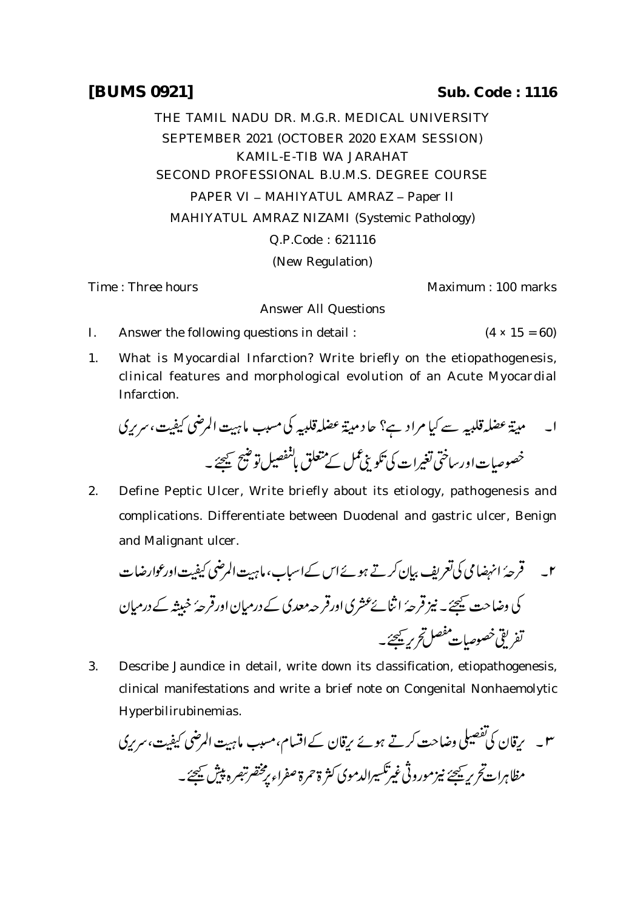**[BUMS 0921]** **Sub. Code : 1116**

THE TAMIL NADU DR. M.G.R. MEDICAL UNIVERSITY

SEPTEMBER 2021 (OCTOBER 2020 EXAM SESSION)

KAMIL-E-TIB WA JARAHAT

SECOND PROFESSIONAL B.U.M.S. DEGREE COURSE

PAPER VI – MAHIYATUL AMRAZ – Paper II

MAHIYATUL AMRAZ NIZAMI (Systemic Pathology)

Q.P.Code : 621116

(New Regulation)

Time : Three hours Maximum : 100 marks

Answer All Questions

I. Answer the following questions in detail : (4 × 15 = 60)

1. What is Myocardial Infarction? Write briefly on the etiopathogenesis, clinical features and morphological evolution of an Acute Myocardial Infarction.

۱۔ میتۃ عضلہ قلبیہ سے کیا مراد ہے؟ حاد میتۃ عضلہ قلبیہ کی مسبب ماہیت المرضی کیفیت، سریری خصوصیات اور ساختی تغیرات کی تکوینی عمل کے متعلق بالتفصیل توضیح کیجئے۔

2. Define Peptic Ulcer, Write briefly about its etiology, pathogenesis and complications. Differentiate between Duodenal and gastric ulcer, Benign and Malignant ulcer.

۲۔ قرحۂ انہضامی کی تعریف بیان کرتے ہوئے اس کے اسباب، ماہیت المرضی کیفیت اور عوارضات کی وضاحت کیجئے۔ نیز قرحۂ اثنائے عشری اور قرحہ معدی کے درمیان اور قرحۂ خبیثہ کے درمیان تفریقی خصوصیات مفصل تحریر کیجئے۔

3. Describe Jaundice in detail, write down its classification, etiopathogenesis, clinical manifestations and write a brief note on Congenital Nonhaemolytic Hyperbilirubinemias.

۳۔ یرقان کی تفصیلی وضاحت کرتے ہوئے یرقان کے اقسام، مسبب ماہیت المرضی کیفیت، سریری مظاہرات تحریر کیجئے نیز موروثی غیر تکسیرالدموی کثرۃ حمرۃ صفراء پر مختصر تبصرہ پیش کیجئے۔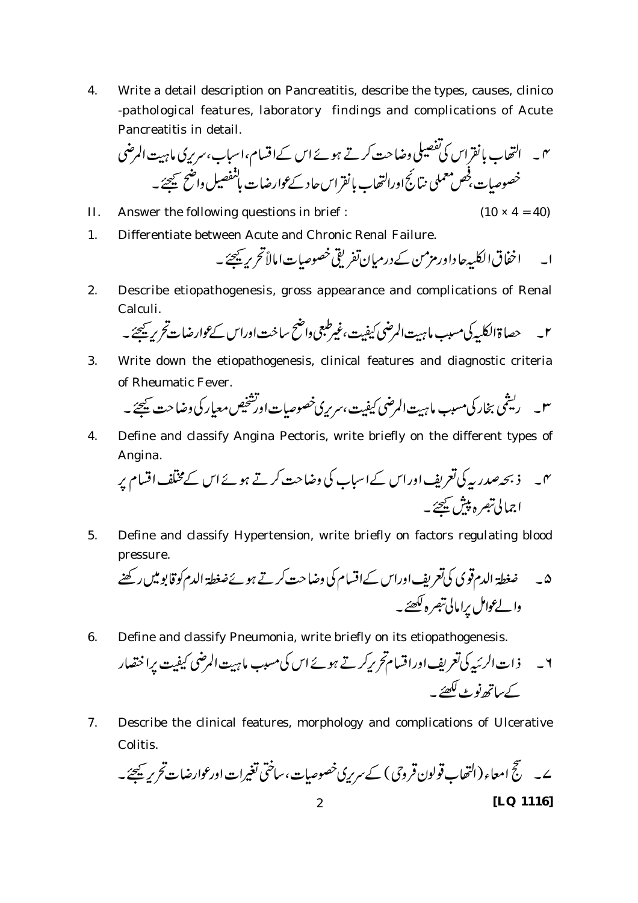4. Write a detail description on Pancreatitis, describe the types, causes, clinico -pathological features, laboratory findings and complications of Acute Pancreatitis in detail.

۴۔ التہاب بانقراس کی تفصیلی وضاحت کرتے ہوئے اس کے اقسام، اسباب، سریری ماہیت المرضی خصوصیات، فحص معملی نتائج اور التہاب بانقراس حاد کے عوارضات بالتفصیل واضح کیجئے۔

II. Answer the following questions in brief : (10 × 4 = 40)

1. Differentiate between Acute and Chronic Renal Failure.

۱۔ اخفاق الکلیہ حاد اور مزمن کے درمیان تفریقی خصوصیات املاً تحریر کیجئے۔

2. Describe etiopathogenesis, gross appearance and complications of Renal Calculi.

۲۔ حصاۃ الکلیہ کی مسبب ماہیت المرضی کیفیت، غیر طبعی واضح ساخت اور اس کے عوارضات تحریر کیجئے۔

3. Write down the etiopathogenesis, clinical features and diagnostic criteria of Rheumatic Fever.

۳۔ ریشمی بخار کی مسبب ماہیت المرضی کیفیت، سریری خصوصیات اور تشخیص معیار کی وضاحت کیجئے۔

4. Define and classify Angina Pectoris, write briefly on the different types of Angina.

۴۔ ذبحہ صدریہ کی تعریف اور اس کے اسباب کی وضاحت کرتے ہوئے اس کے مختلف اقسام پر اجمالی تبصرہ پیش کیجئے۔

5. Define and classify Hypertension, write briefly on factors regulating blood pressure.

۵۔ ضغطۃ الدم قوی کی تعریف اور اس کے اقسام کی وضاحت کرتے ہوئے ضغطۃ الدم کو قابو میں رکھنے والے عوامل پر امالی تبصرہ لکھئے۔

6. Define and classify Pneumonia, write briefly on its etiopathogenesis.

۶۔ ذات الریہ کی تعریف اور اقسام تحریر کرتے ہوئے اس کی مسبب ماہیت المرضی کیفیت پر اختصار کے ساتھ نوٹ لکھئے۔

7. Describe the clinical features, morphology and complications of Ulcerative Colitis.

۷۔ سحج امعاء (التہاب قولون قروحی) کے سریری خصوصیات، ساختی تغیرات اور عوارضات تحریر کیجئے۔

[LQ 1116]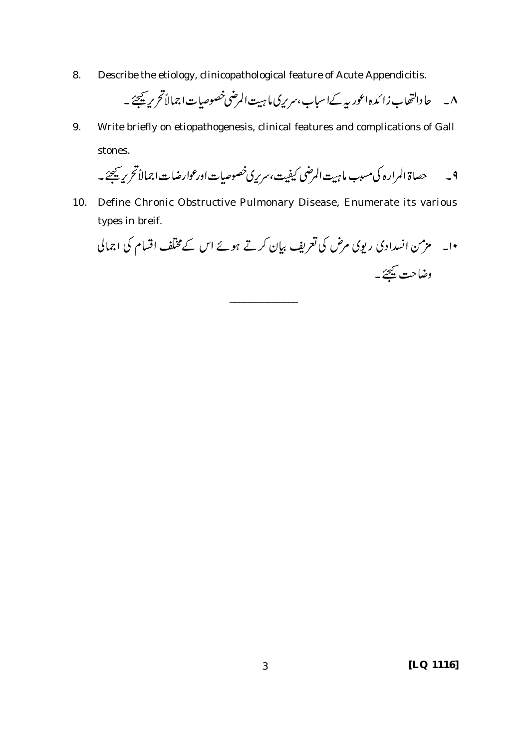8. Describe the etiology, clinicopathological feature of Acute Appendicitis.

۸۔ حاد التھاب زائدہ اعوریہ کے اسباب، سریری ماہیت المرضی خصوصیات اجمالاً تحریر کیجئے۔

9. Write briefly on etiopathogenesis, clinical features and complications of Gall stones.

۹۔ حصاۃ المرارہ کی مسبب ماہیت المرضی کیفیت، سریری خصوصیات اور عوارضات اجمالاً تحریر کیجئے۔

10. Define Chronic Obstructive Pulmonary Disease, Enumerate its various types in breif.

۱۰۔ مزمن انسدادی ریوی مرض کی تعریف بیان کرتے ہوئے اس کے مختلف اقسام کی اجمالی وضاحت کیجئے۔

---

[LQ 1116]